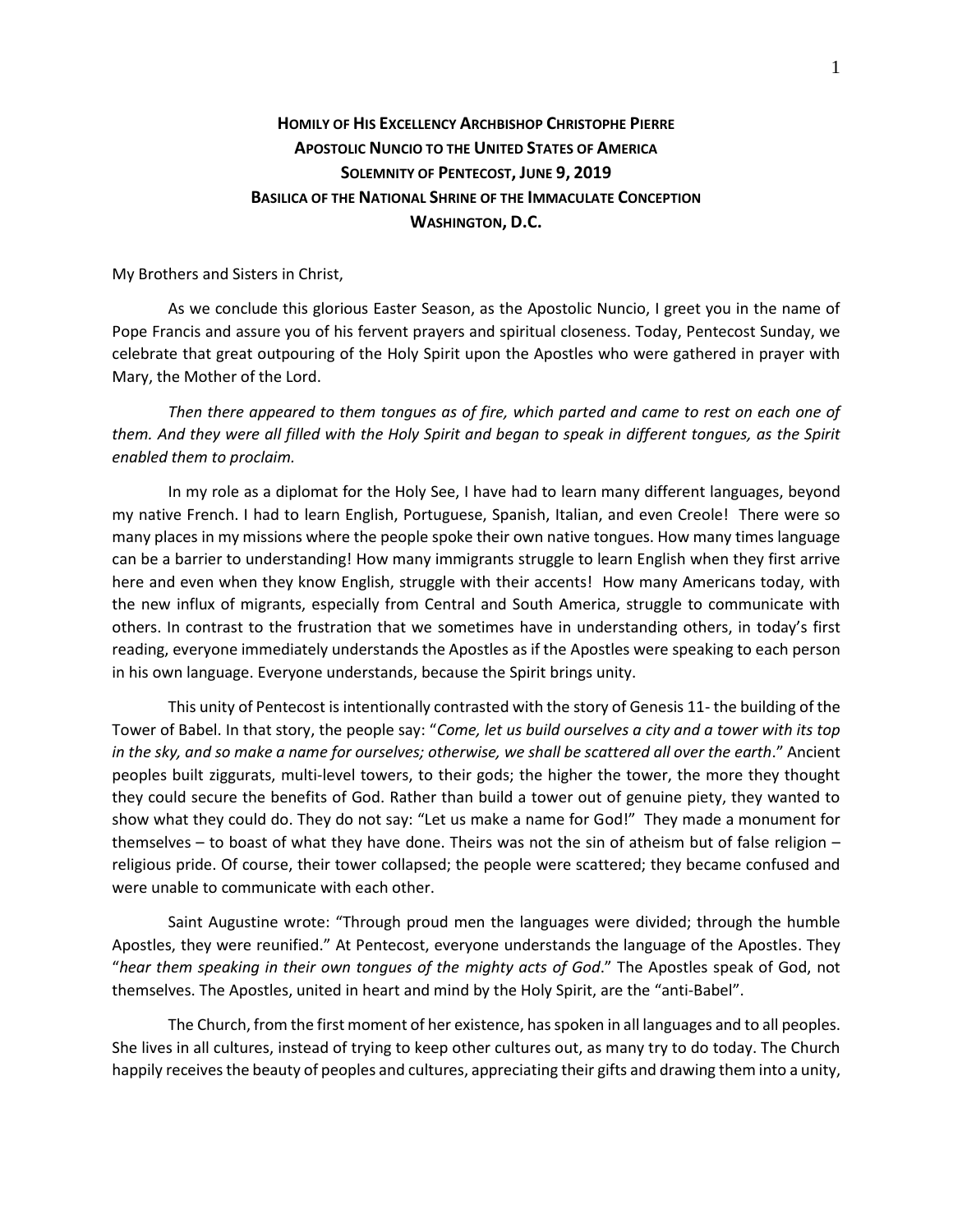# HOMILY OF HIS EXCELLENCY ARCHBISHOP CHRISTOPHE PIERRE
## APOSTOLIC NUNCIO TO THE UNITED STATES OF AMERICA
## SOLEMNITY OF PENTECOST, JUNE 9, 2019
## BASILICA OF THE NATIONAL SHRINE OF THE IMMACULATE CONCEPTION
## WASHINGTON, D.C.

My Brothers and Sisters in Christ,

As we conclude this glorious Easter Season, as the Apostolic Nuncio, I greet you in the name of Pope Francis and assure you of his fervent prayers and spiritual closeness. Today, Pentecost Sunday, we celebrate that great outpouring of the Holy Spirit upon the Apostles who were gathered in prayer with Mary, the Mother of the Lord.

*Then there appeared to them tongues as of fire, which parted and came to rest on each one of them. And they were all filled with the Holy Spirit and began to speak in different tongues, as the Spirit enabled them to proclaim.*

In my role as a diplomat for the Holy See, I have had to learn many different languages, beyond my native French. I had to learn English, Portuguese, Spanish, Italian, and even Creole! There were so many places in my missions where the people spoke their own native tongues. How many times language can be a barrier to understanding! How many immigrants struggle to learn English when they first arrive here and even when they know English, struggle with their accents! How many Americans today, with the new influx of migrants, especially from Central and South America, struggle to communicate with others. In contrast to the frustration that we sometimes have in understanding others, in today's first reading, everyone immediately understands the Apostles as if the Apostles were speaking to each person in his own language. Everyone understands, because the Spirit brings unity.

This unity of Pentecost is intentionally contrasted with the story of Genesis 11- the building of the Tower of Babel. In that story, the people say: "*Come, let us build ourselves a city and a tower with its top in the sky, and so make a name for ourselves; otherwise, we shall be scattered all over the earth*." Ancient peoples built ziggurats, multi-level towers, to their gods; the higher the tower, the more they thought they could secure the benefits of God. Rather than build a tower out of genuine piety, they wanted to show what they could do. They do not say: "Let us make a name for God!" They made a monument for themselves – to boast of what they have done. Theirs was not the sin of atheism but of false religion – religious pride. Of course, their tower collapsed; the people were scattered; they became confused and were unable to communicate with each other.

Saint Augustine wrote: "Through proud men the languages were divided; through the humble Apostles, they were reunified." At Pentecost, everyone understands the language of the Apostles. They "*hear them speaking in their own tongues of the mighty acts of God*." The Apostles speak of God, not themselves. The Apostles, united in heart and mind by the Holy Spirit, are the "anti-Babel".

The Church, from the first moment of her existence, has spoken in all languages and to all peoples. She lives in all cultures, instead of trying to keep other cultures out, as many try to do today. The Church happily receives the beauty of peoples and cultures, appreciating their gifts and drawing them into a unity,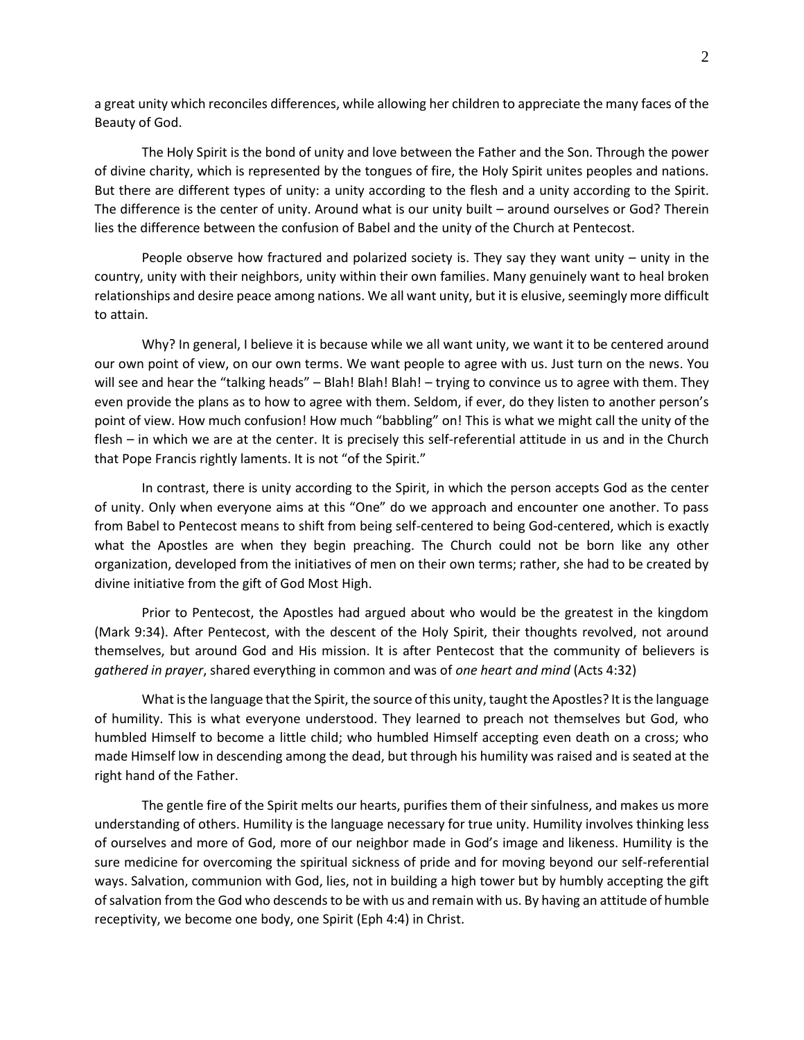a great unity which reconciles differences, while allowing her children to appreciate the many faces of the Beauty of God.

The Holy Spirit is the bond of unity and love between the Father and the Son. Through the power of divine charity, which is represented by the tongues of fire, the Holy Spirit unites peoples and nations. But there are different types of unity: a unity according to the flesh and a unity according to the Spirit. The difference is the center of unity. Around what is our unity built – around ourselves or God? Therein lies the difference between the confusion of Babel and the unity of the Church at Pentecost.

People observe how fractured and polarized society is. They say they want unity – unity in the country, unity with their neighbors, unity within their own families. Many genuinely want to heal broken relationships and desire peace among nations. We all want unity, but it is elusive, seemingly more difficult to attain.

Why? In general, I believe it is because while we all want unity, we want it to be centered around our own point of view, on our own terms. We want people to agree with us. Just turn on the news. You will see and hear the "talking heads" – Blah! Blah! Blah! – trying to convince us to agree with them. They even provide the plans as to how to agree with them. Seldom, if ever, do they listen to another person's point of view. How much confusion! How much "babbling" on! This is what we might call the unity of the flesh – in which we are at the center. It is precisely this self-referential attitude in us and in the Church that Pope Francis rightly laments. It is not "of the Spirit."

In contrast, there is unity according to the Spirit, in which the person accepts God as the center of unity. Only when everyone aims at this "One" do we approach and encounter one another. To pass from Babel to Pentecost means to shift from being self-centered to being God-centered, which is exactly what the Apostles are when they begin preaching. The Church could not be born like any other organization, developed from the initiatives of men on their own terms; rather, she had to be created by divine initiative from the gift of God Most High.

Prior to Pentecost, the Apostles had argued about who would be the greatest in the kingdom (Mark 9:34). After Pentecost, with the descent of the Holy Spirit, their thoughts revolved, not around themselves, but around God and His mission. It is after Pentecost that the community of believers is *gathered in prayer*, shared everything in common and was of *one heart and mind* (Acts 4:32)

What is the language that the Spirit, the source of this unity, taught the Apostles? It is the language of humility. This is what everyone understood. They learned to preach not themselves but God, who humbled Himself to become a little child; who humbled Himself accepting even death on a cross; who made Himself low in descending among the dead, but through his humility was raised and is seated at the right hand of the Father.

The gentle fire of the Spirit melts our hearts, purifies them of their sinfulness, and makes us more understanding of others. Humility is the language necessary for true unity. Humility involves thinking less of ourselves and more of God, more of our neighbor made in God's image and likeness. Humility is the sure medicine for overcoming the spiritual sickness of pride and for moving beyond our self-referential ways. Salvation, communion with God, lies, not in building a high tower but by humbly accepting the gift of salvation from the God who descends to be with us and remain with us. By having an attitude of humble receptivity, we become one body, one Spirit (Eph 4:4) in Christ.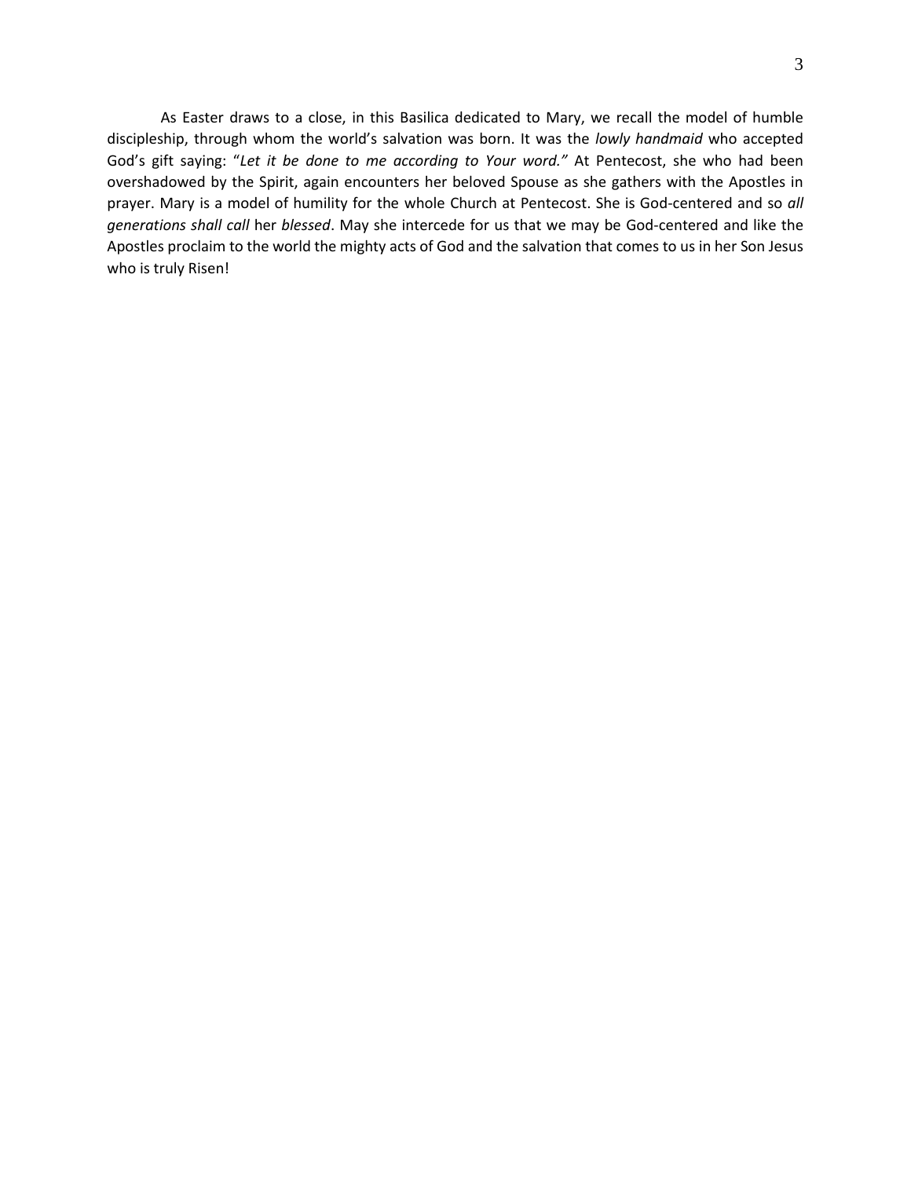As Easter draws to a close, in this Basilica dedicated to Mary, we recall the model of humble discipleship, through whom the world's salvation was born. It was the *lowly handmaid* who accepted God's gift saying: "*Let it be done to me according to Your word.*" At Pentecost, she who had been overshadowed by the Spirit, again encounters her beloved Spouse as she gathers with the Apostles in prayer. Mary is a model of humility for the whole Church at Pentecost. She is God-centered and so *all generations shall call* her *blessed*. May she intercede for us that we may be God-centered and like the Apostles proclaim to the world the mighty acts of God and the salvation that comes to us in her Son Jesus who is truly Risen!